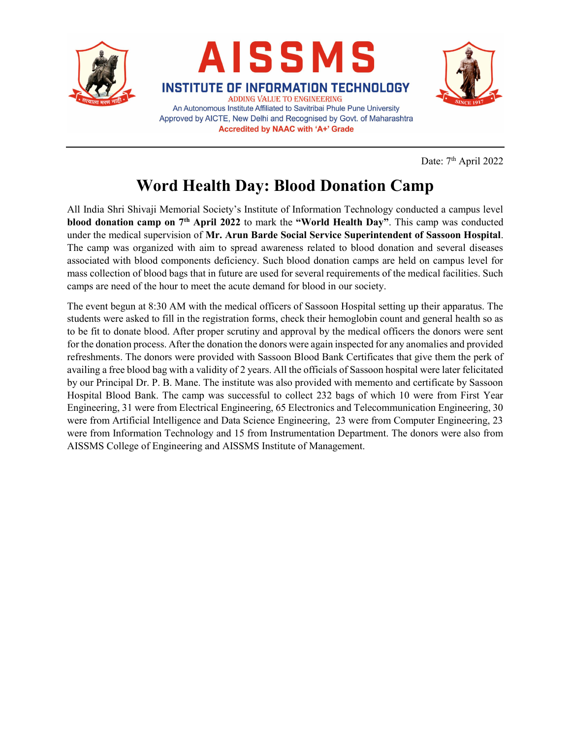# AISSMS

**INSTITUTE OF INFORMATION TECHNOLOGY**

ADDING VALUE TO ENGINEERING

An Autonomous Institute Affiliated to Savitribai Phule Pune University

Approved by AICTE, New Delhi and Recognised by Govt. of Maharashtra

**Accredited by NAAC with 'A+' Grade**

---

Date: 7th April 2022

# Word Health Day: Blood Donation Camp

All India Shri Shivaji Memorial Society's Institute of Information Technology conducted a campus level **blood donation camp on 7th April 2022** to mark the **"World Health Day"**. This camp was conducted under the medical supervision of **Mr. Arun Barde Social Service Superintendent of Sassoon Hospital**. The camp was organized with aim to spread awareness related to blood donation and several diseases associated with blood components deficiency. Such blood donation camps are held on campus level for mass collection of blood bags that in future are used for several requirements of the medical facilities. Such camps are need of the hour to meet the acute demand for blood in our society.

The event begun at 8:30 AM with the medical officers of Sassoon Hospital setting up their apparatus. The students were asked to fill in the registration forms, check their hemoglobin count and general health so as to be fit to donate blood. After proper scrutiny and approval by the medical officers the donors were sent for the donation process. After the donation the donors were again inspected for any anomalies and provided refreshments. The donors were provided with Sassoon Blood Bank Certificates that give them the perk of availing a free blood bag with a validity of 2 years. All the officials of Sassoon hospital were later felicitated by our Principal Dr. P. B. Mane. The institute was also provided with memento and certificate by Sassoon Hospital Blood Bank. The camp was successful to collect 232 bags of which 10 were from First Year Engineering, 31 were from Electrical Engineering, 65 Electronics and Telecommunication Engineering, 30 were from Artificial Intelligence and Data Science Engineering, 23 were from Computer Engineering, 23 were from Information Technology and 15 from Instrumentation Department. The donors were also from AISSMS College of Engineering and AISSMS Institute of Management.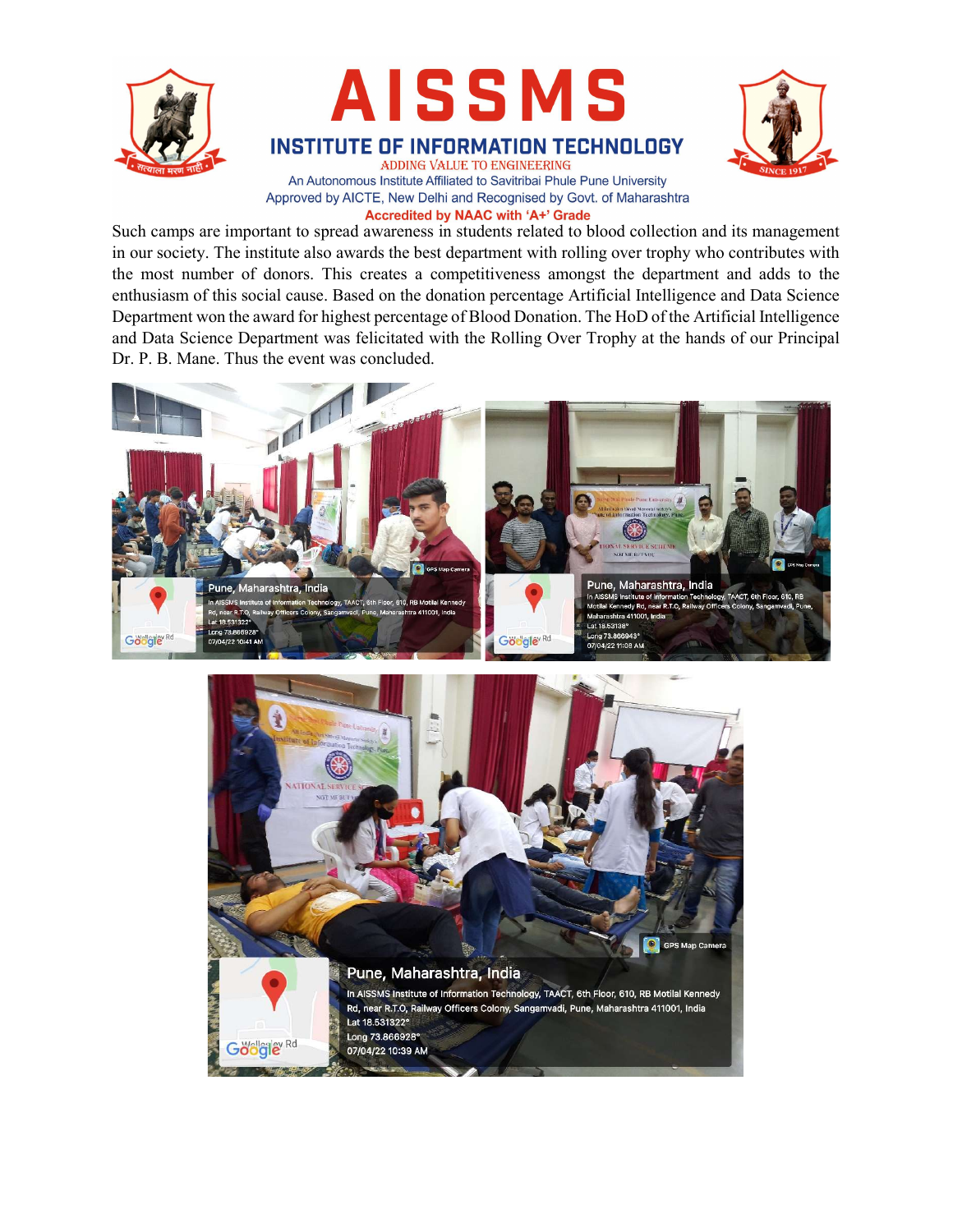Such camps are important to spread awareness in students related to blood collection and its management in our society. The institute also awards the best department with rolling over trophy who contributes with the most number of donors. This creates a competitiveness amongst the department and adds to the enthusiasm of this social cause. Based on the donation percentage Artificial Intelligence and Data Science Department won the award for highest percentage of Blood Donation. The HoD of the Artificial Intelligence and Data Science Department was felicitated with the Rolling Over Trophy at the hands of our Principal Dr. P. B. Mane. Thus the event was concluded.